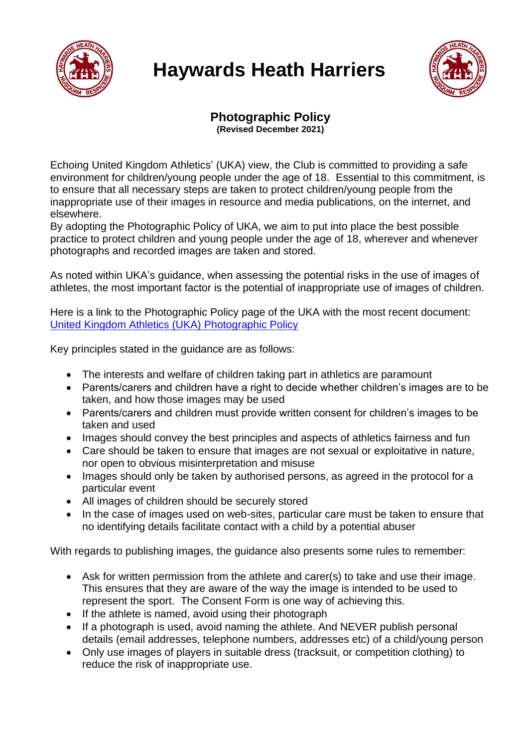# Haywards Heath Harriers

## Photographic Policy

**(Revised December 2021)**

Echoing United Kingdom Athletics' (UKA) view, the Club is committed to providing a safe environment for children/young people under the age of 18. Essential to this commitment, is to ensure that all necessary steps are taken to protect children/young people from the inappropriate use of their images in resource and media publications, on the internet, and elsewhere.
By adopting the Photographic Policy of UKA, we aim to put into place the best possible practice to protect children and young people under the age of 18, wherever and whenever photographs and recorded images are taken and stored.

As noted within UKA's guidance, when assessing the potential risks in the use of images of athletes, the most important factor is the potential of inappropriate use of images of children.

Here is a link to the Photographic Policy page of the UKA with the most recent document:
United Kingdom Athletics (UKA) Photographic Policy

Key principles stated in the guidance are as follows:

- The interests and welfare of children taking part in athletics are paramount
- Parents/carers and children have a right to decide whether children's images are to be taken, and how those images may be used
- Parents/carers and children must provide written consent for children's images to be taken and used
- Images should convey the best principles and aspects of athletics fairness and fun
- Care should be taken to ensure that images are not sexual or exploitative in nature, nor open to obvious misinterpretation and misuse
- Images should only be taken by authorised persons, as agreed in the protocol for a particular event
- All images of children should be securely stored
- In the case of images used on web-sites, particular care must be taken to ensure that no identifying details facilitate contact with a child by a potential abuser

With regards to publishing images, the guidance also presents some rules to remember:

- Ask for written permission from the athlete and carer(s) to take and use their image. This ensures that they are aware of the way the image is intended to be used to represent the sport. The Consent Form is one way of achieving this.
- If the athlete is named, avoid using their photograph
- If a photograph is used, avoid naming the athlete. And NEVER publish personal details (email addresses, telephone numbers, addresses etc) of a child/young person
- Only use images of players in suitable dress (tracksuit, or competition clothing) to reduce the risk of inappropriate use.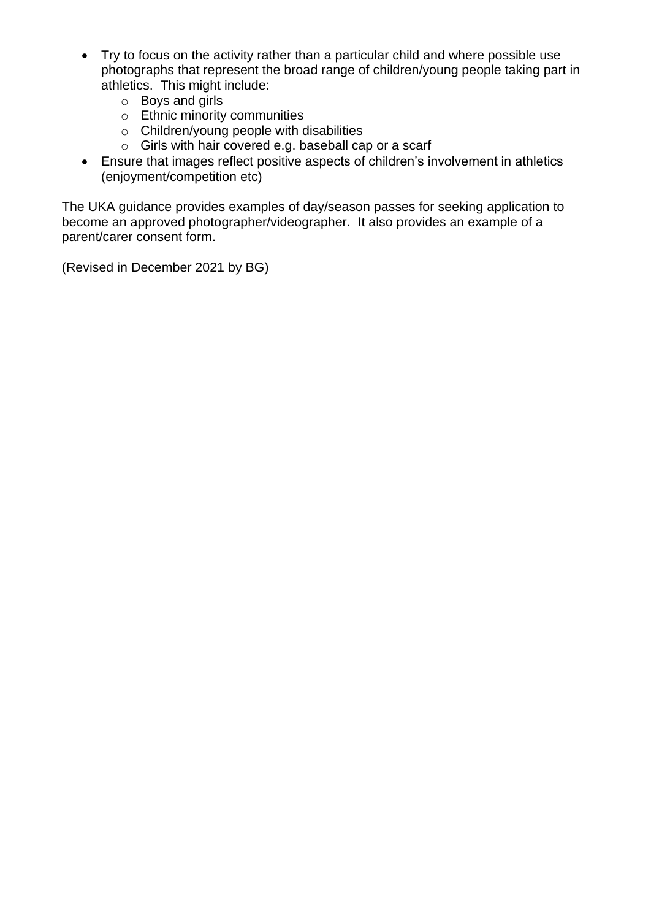- Try to focus on the activity rather than a particular child and where possible use photographs that represent the broad range of children/young people taking part in athletics. This might include:
  - Boys and girls
  - Ethnic minority communities
  - Children/young people with disabilities
  - Girls with hair covered e.g. baseball cap or a scarf
- Ensure that images reflect positive aspects of children's involvement in athletics (enjoyment/competition etc)

The UKA guidance provides examples of day/season passes for seeking application to become an approved photographer/videographer. It also provides an example of a parent/carer consent form.

(Revised in December 2021 by BG)